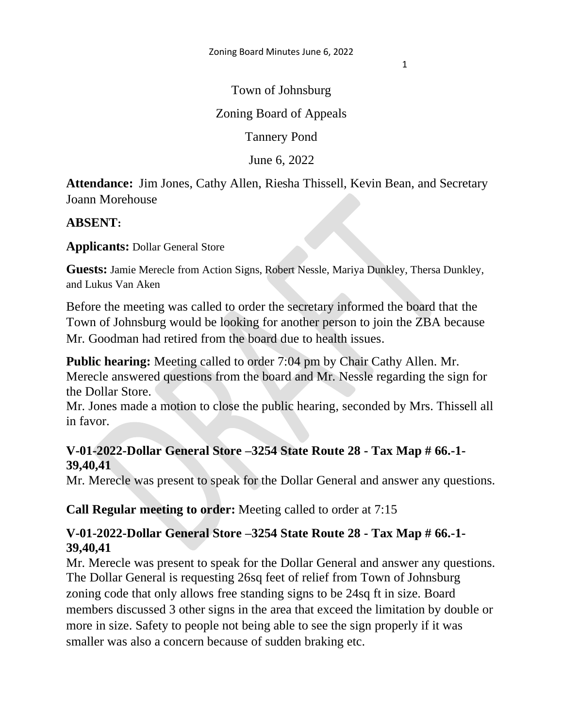Town of Johnsburg

Zoning Board of Appeals

Tannery Pond

June 6, 2022

**Attendance:** Jim Jones, Cathy Allen, Riesha Thissell, Kevin Bean, and Secretary Joann Morehouse

**ABSENT:**

**Applicants:** Dollar General Store

**Guests:** Jamie Merecle from Action Signs, Robert Nessle, Mariya Dunkley, Thersa Dunkley, and Lukus Van Aken

Before the meeting was called to order the secretary informed the board that the Town of Johnsburg would be looking for another person to join the ZBA because Mr. Goodman had retired from the board due to health issues.

**Public hearing:** Meeting called to order 7:04 pm by Chair Cathy Allen. Mr. Merecle answered questions from the board and Mr. Nessle regarding the sign for the Dollar Store.
Mr. Jones made a motion to close the public hearing, seconded by Mrs. Thissell all in favor.

**V-01-2022-Dollar General Store –3254 State Route 28 - Tax Map # 66.-1-39,40,41**
Mr. Merecle was present to speak for the Dollar General and answer any questions.

**Call Regular meeting to order:** Meeting called to order at 7:15

**V-01-2022-Dollar General Store –3254 State Route 28 - Tax Map # 66.-1-39,40,41**
Mr. Merecle was present to speak for the Dollar General and answer any questions. The Dollar General is requesting 26sq feet of relief from Town of Johnsburg zoning code that only allows free standing signs to be 24sq ft in size. Board members discussed 3 other signs in the area that exceed the limitation by double or more in size. Safety to people not being able to see the sign properly if it was smaller was also a concern because of sudden braking etc.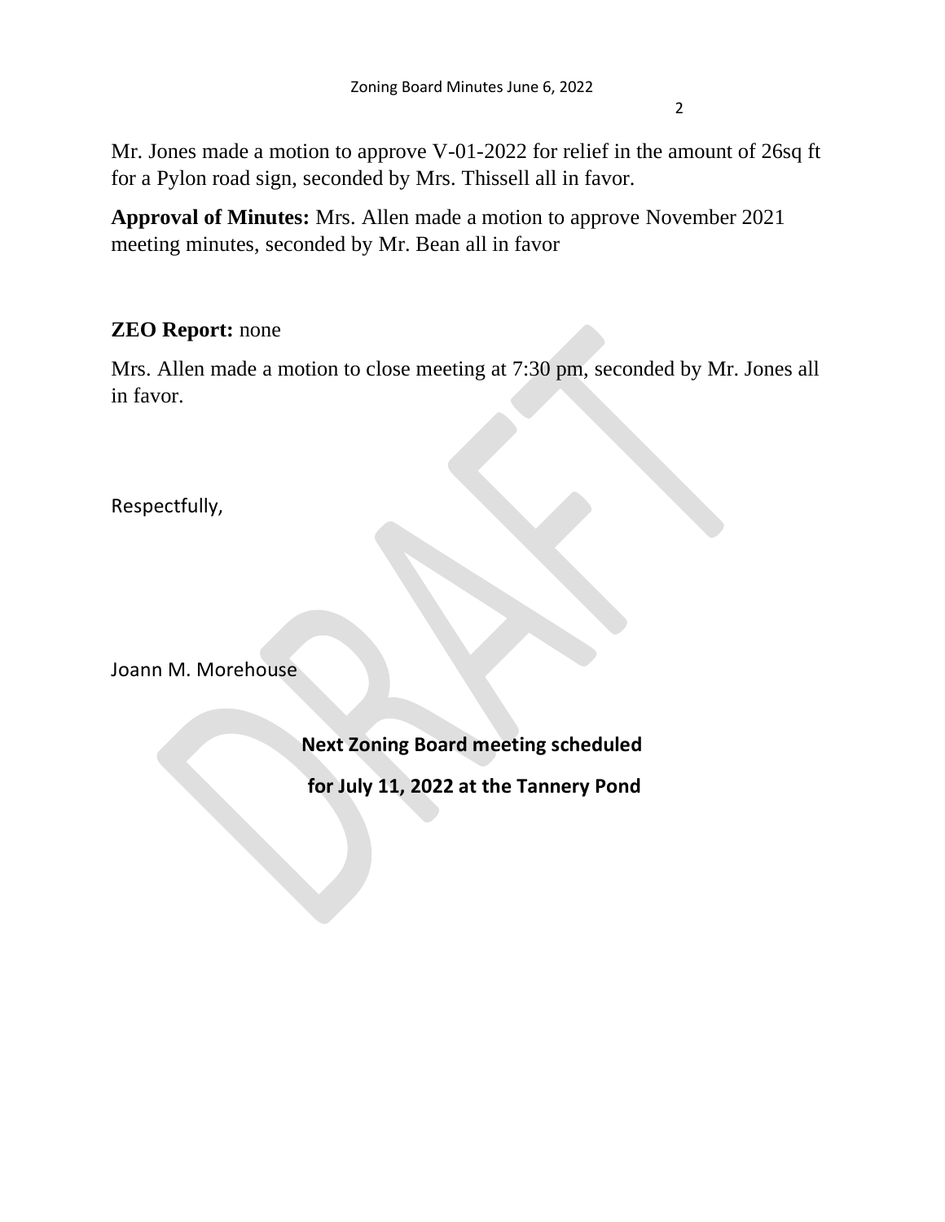Mr. Jones made a motion to approve V-01-2022 for relief in the amount of 26sq ft for a Pylon road sign, seconded by Mrs. Thissell all in favor.

**Approval of Minutes:** Mrs. Allen made a motion to approve November 2021 meeting minutes, seconded by Mr. Bean all in favor

**ZEO Report:** none

Mrs. Allen made a motion to close meeting at 7:30 pm, seconded by Mr. Jones all in favor.

Respectfully,

Joann M. Morehouse

**Next Zoning Board meeting scheduled**

**for July 11, 2022 at the Tannery Pond**